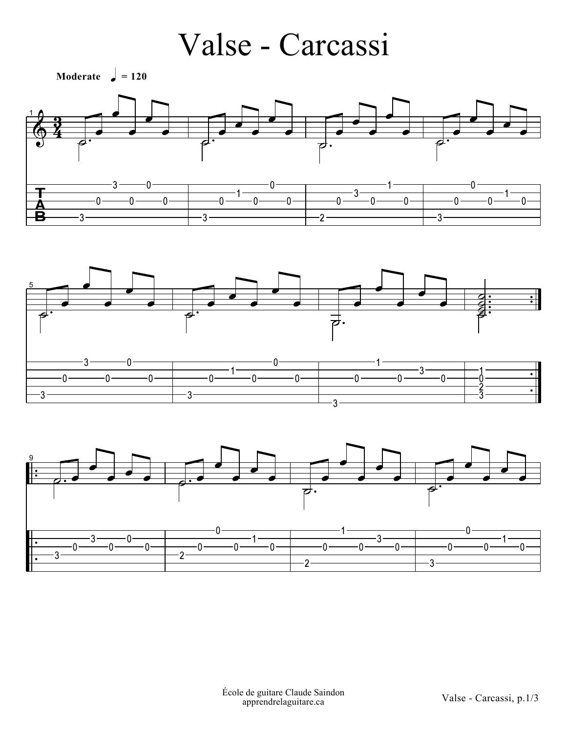# Valse - Carcassi

**Moderate** ♩ = 120